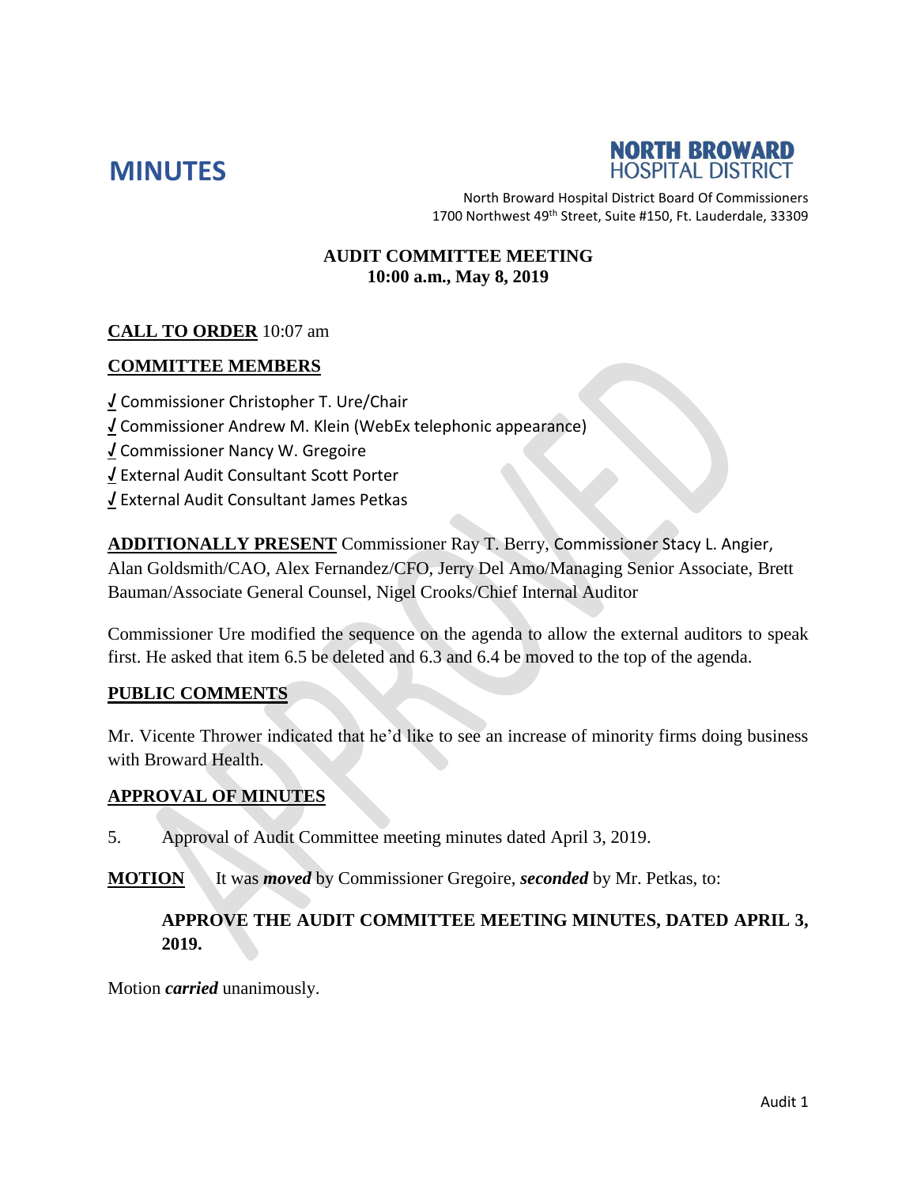# MINUTES

**NORTH BROWARD HOSPITAL DISTRICT**

North Broward Hospital District Board Of Commissioners
1700 Northwest 49th Street, Suite #150, Ft. Lauderdale, 33309

**AUDIT COMMITTEE MEETING**
**10:00 a.m., May 8, 2019**

**CALL TO ORDER** 10:07 am

**COMMITTEE MEMBERS**

√ Commissioner Christopher T. Ure/Chair
√ Commissioner Andrew M. Klein (WebEx telephonic appearance)
√ Commissioner Nancy W. Gregoire
√ External Audit Consultant Scott Porter
√ External Audit Consultant James Petkas

**ADDITIONALLY PRESENT** Commissioner Ray T. Berry, Commissioner Stacy L. Angier, Alan Goldsmith/CAO, Alex Fernandez/CFO, Jerry Del Amo/Managing Senior Associate, Brett Bauman/Associate General Counsel, Nigel Crooks/Chief Internal Auditor

Commissioner Ure modified the sequence on the agenda to allow the external auditors to speak first. He asked that item 6.5 be deleted and 6.3 and 6.4 be moved to the top of the agenda.

**PUBLIC COMMENTS**

Mr. Vicente Thrower indicated that he'd like to see an increase of minority firms doing business with Broward Health.

**APPROVAL OF MINUTES**

5. Approval of Audit Committee meeting minutes dated April 3, 2019.

**MOTION** It was ***moved*** by Commissioner Gregoire, ***seconded*** by Mr. Petkas, to:

**APPROVE THE AUDIT COMMITTEE MEETING MINUTES, DATED APRIL 3, 2019.**

Motion ***carried*** unanimously.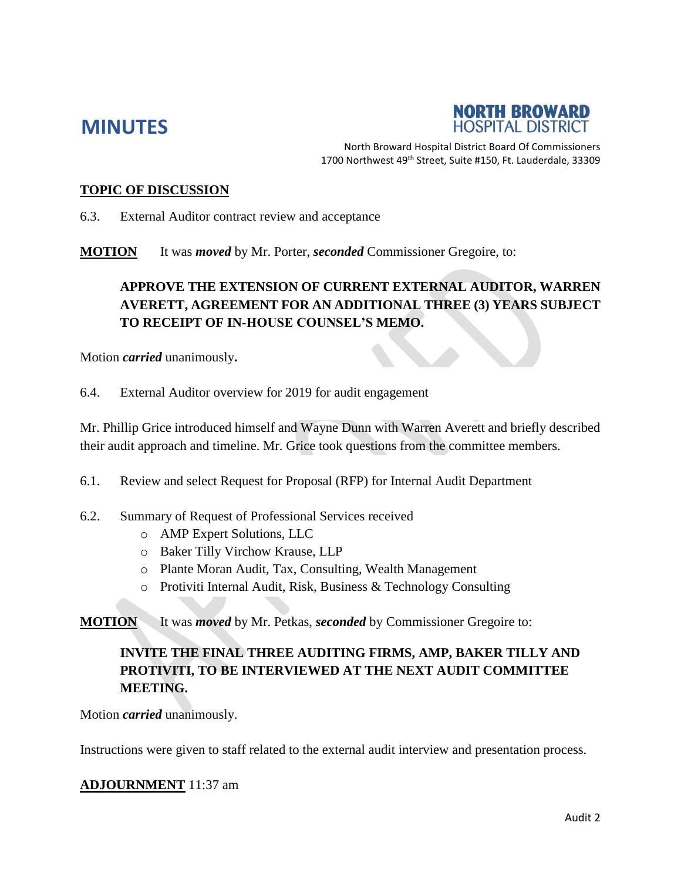# MINUTES

**NORTH BROWARD HOSPITAL DISTRICT**

North Broward Hospital District Board Of Commissioners
1700 Northwest 49th Street, Suite #150, Ft. Lauderdale, 33309

**TOPIC OF DISCUSSION**

6.3. External Auditor contract review and acceptance

**MOTION** It was ***moved*** by Mr. Porter, ***seconded*** Commissioner Gregoire, to:

> **APPROVE THE EXTENSION OF CURRENT EXTERNAL AUDITOR, WARREN AVERETT, AGREEMENT FOR AN ADDITIONAL THREE (3) YEARS SUBJECT TO RECEIPT OF IN-HOUSE COUNSEL'S MEMO.**

Motion ***carried*** unanimously**.**

6.4. External Auditor overview for 2019 for audit engagement

Mr. Phillip Grice introduced himself and Wayne Dunn with Warren Averett and briefly described their audit approach and timeline. Mr. Grice took questions from the committee members.

6.1. Review and select Request for Proposal (RFP) for Internal Audit Department

6.2. Summary of Request of Professional Services received

- AMP Expert Solutions, LLC
- Baker Tilly Virchow Krause, LLP
- Plante Moran Audit, Tax, Consulting, Wealth Management
- Protiviti Internal Audit, Risk, Business & Technology Consulting

**MOTION** It was ***moved*** by Mr. Petkas, ***seconded*** by Commissioner Gregoire to:

> **INVITE THE FINAL THREE AUDITING FIRMS, AMP, BAKER TILLY AND PROTIVITI, TO BE INTERVIEWED AT THE NEXT AUDIT COMMITTEE MEETING.**

Motion ***carried*** unanimously.

Instructions were given to staff related to the external audit interview and presentation process.

**ADJOURNMENT** 11:37 am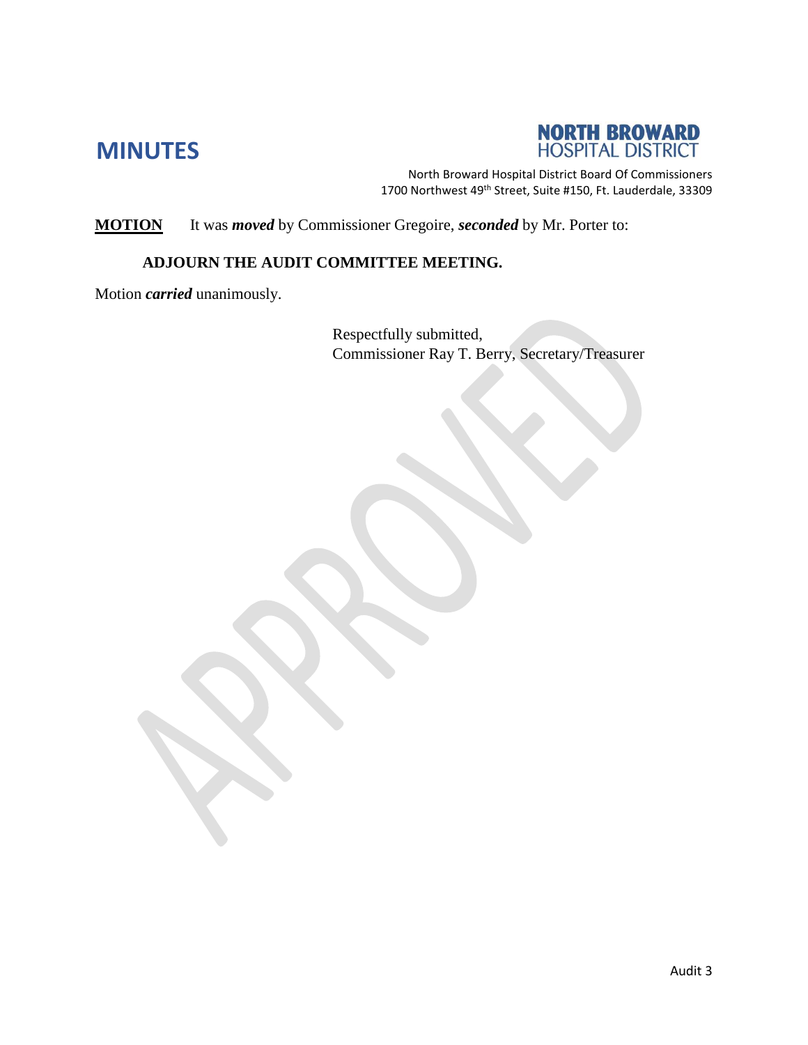# MINUTES

**NORTH BROWARD HOSPITAL DISTRICT**

North Broward Hospital District Board Of Commissioners
1700 Northwest 49th Street, Suite #150, Ft. Lauderdale, 33309

**MOTION** It was ***moved*** by Commissioner Gregoire, ***seconded*** by Mr. Porter to:

**ADJOURN THE AUDIT COMMITTEE MEETING.**

Motion ***carried*** unanimously.

Respectfully submitted,
Commissioner Ray T. Berry, Secretary/Treasurer